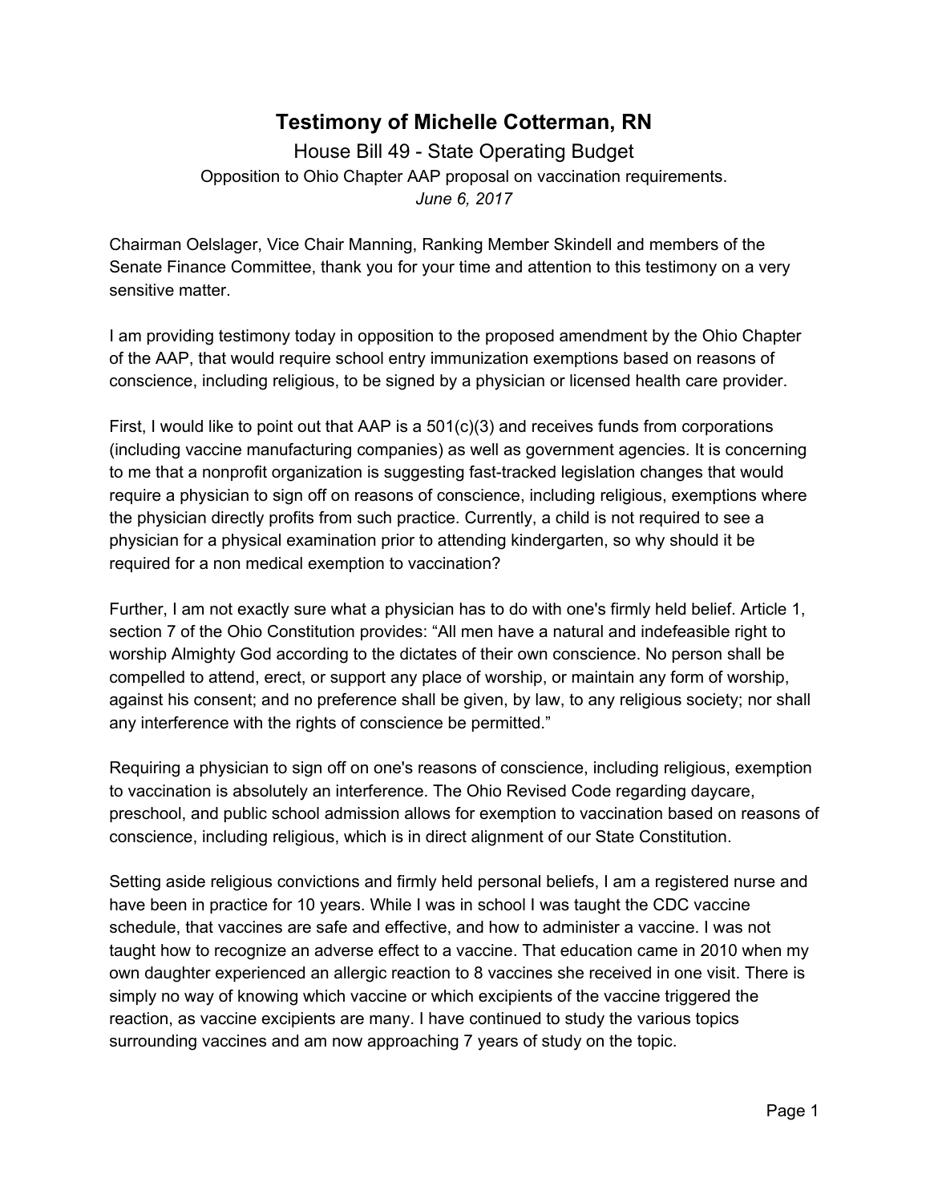# Testimony of Michelle Cotterman, RN

House Bill 49 - State Operating Budget

Opposition to Ohio Chapter AAP proposal on vaccination requirements.

*June 6, 2017*

Chairman Oelslager, Vice Chair Manning, Ranking Member Skindell and members of the Senate Finance Committee, thank you for your time and attention to this testimony on a very sensitive matter.

I am providing testimony today in opposition to the proposed amendment by the Ohio Chapter of the AAP, that would require school entry immunization exemptions based on reasons of conscience, including religious, to be signed by a physician or licensed health care provider.

First, I would like to point out that AAP is a 501(c)(3) and receives funds from corporations (including vaccine manufacturing companies) as well as government agencies. It is concerning to me that a nonprofit organization is suggesting fast-tracked legislation changes that would require a physician to sign off on reasons of conscience, including religious, exemptions where the physician directly profits from such practice. Currently, a child is not required to see a physician for a physical examination prior to attending kindergarten, so why should it be required for a non medical exemption to vaccination?

Further, I am not exactly sure what a physician has to do with one's firmly held belief. Article 1, section 7 of the Ohio Constitution provides: “All men have a natural and indefeasible right to worship Almighty God according to the dictates of their own conscience. No person shall be compelled to attend, erect, or support any place of worship, or maintain any form of worship, against his consent; and no preference shall be given, by law, to any religious society; nor shall any interference with the rights of conscience be permitted.”

Requiring a physician to sign off on one's reasons of conscience, including religious, exemption to vaccination is absolutely an interference. The Ohio Revised Code regarding daycare, preschool, and public school admission allows for exemption to vaccination based on reasons of conscience, including religious, which is in direct alignment of our State Constitution.

Setting aside religious convictions and firmly held personal beliefs, I am a registered nurse and have been in practice for 10 years. While I was in school I was taught the CDC vaccine schedule, that vaccines are safe and effective, and how to administer a vaccine. I was not taught how to recognize an adverse effect to a vaccine. That education came in 2010 when my own daughter experienced an allergic reaction to 8 vaccines she received in one visit. There is simply no way of knowing which vaccine or which excipients of the vaccine triggered the reaction, as vaccine excipients are many. I have continued to study the various topics surrounding vaccines and am now approaching 7 years of study on the topic.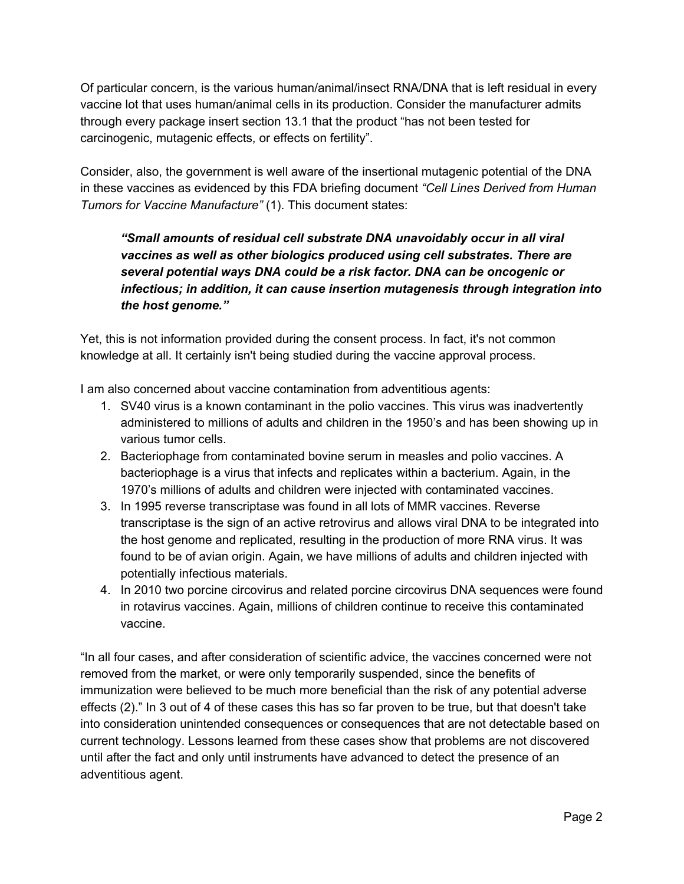Of particular concern, is the various human/animal/insect RNA/DNA that is left residual in every vaccine lot that uses human/animal cells in its production. Consider the manufacturer admits through every package insert section 13.1 that the product "has not been tested for carcinogenic, mutagenic effects, or effects on fertility".

Consider, also, the government is well aware of the insertional mutagenic potential of the DNA in these vaccines as evidenced by this FDA briefing document *"Cell Lines Derived from Human Tumors for Vaccine Manufacture"* (1). This document states:

> ***"Small amounts of residual cell substrate DNA unavoidably occur in all viral vaccines as well as other biologics produced using cell substrates. There are several potential ways DNA could be a risk factor. DNA can be oncogenic or infectious; in addition, it can cause insertion mutagenesis through integration into the host genome."***

Yet, this is not information provided during the consent process. In fact, it's not common knowledge at all. It certainly isn't being studied during the vaccine approval process.

I am also concerned about vaccine contamination from adventitious agents:

1. SV40 virus is a known contaminant in the polio vaccines. This virus was inadvertently administered to millions of adults and children in the 1950's and has been showing up in various tumor cells.
2. Bacteriophage from contaminated bovine serum in measles and polio vaccines. A bacteriophage is a virus that infects and replicates within a bacterium. Again, in the 1970's millions of adults and children were injected with contaminated vaccines.
3. In 1995 reverse transcriptase was found in all lots of MMR vaccines. Reverse transcriptase is the sign of an active retrovirus and allows viral DNA to be integrated into the host genome and replicated, resulting in the production of more RNA virus. It was found to be of avian origin. Again, we have millions of adults and children injected with potentially infectious materials.
4. In 2010 two porcine circovirus and related porcine circovirus DNA sequences were found in rotavirus vaccines. Again, millions of children continue to receive this contaminated vaccine.

"In all four cases, and after consideration of scientific advice, the vaccines concerned were not removed from the market, or were only temporarily suspended, since the benefits of immunization were believed to be much more beneficial than the risk of any potential adverse effects (2)." In 3 out of 4 of these cases this has so far proven to be true, but that doesn't take into consideration unintended consequences or consequences that are not detectable based on current technology. Lessons learned from these cases show that problems are not discovered until after the fact and only until instruments have advanced to detect the presence of an adventitious agent.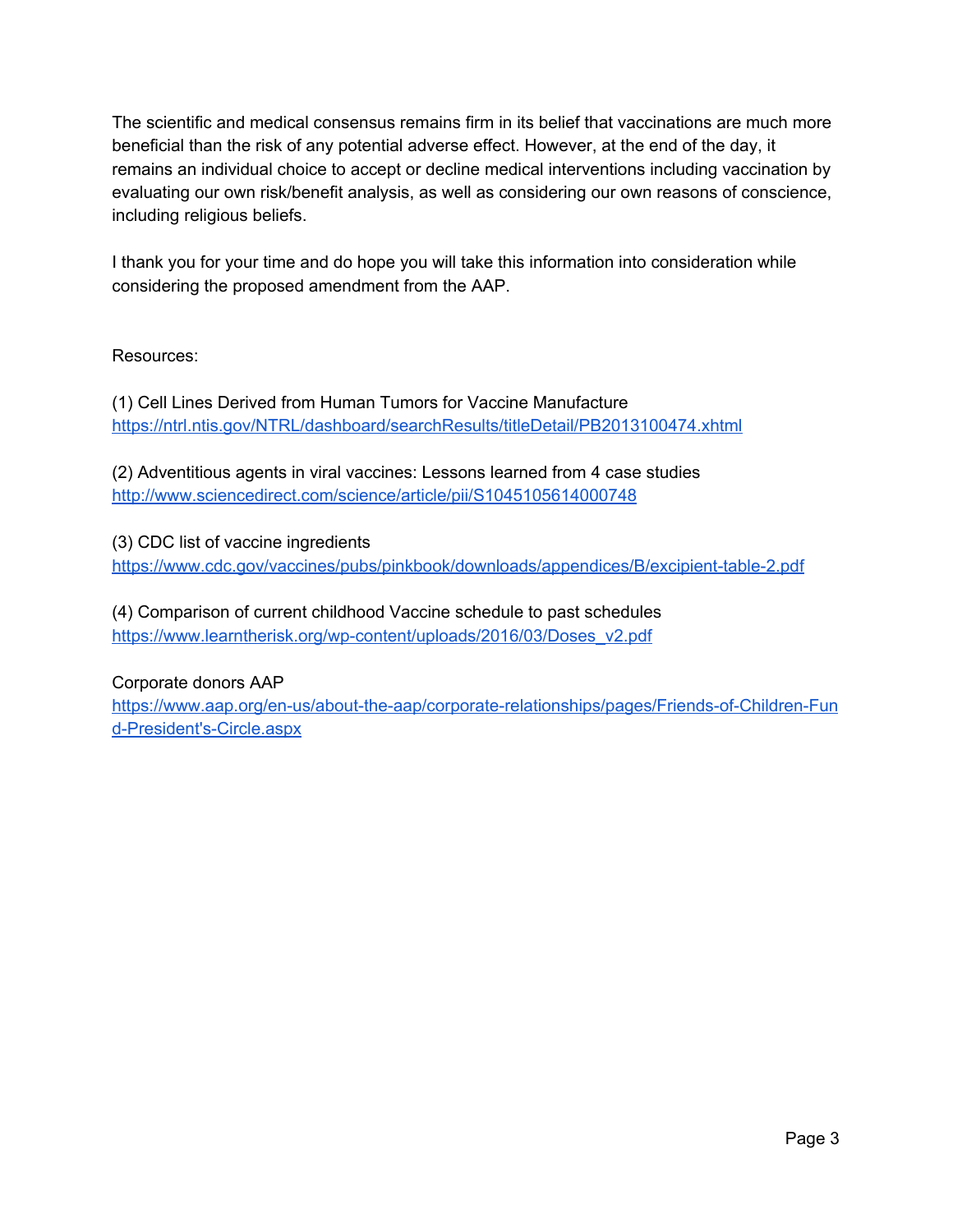The scientific and medical consensus remains firm in its belief that vaccinations are much more beneficial than the risk of any potential adverse effect. However, at the end of the day, it remains an individual choice to accept or decline medical interventions including vaccination by evaluating our own risk/benefit analysis, as well as considering our own reasons of conscience, including religious beliefs.

I thank you for your time and do hope you will take this information into consideration while considering the proposed amendment from the AAP.

Resources:

(1) Cell Lines Derived from Human Tumors for Vaccine Manufacture
https://ntrl.ntis.gov/NTRL/dashboard/searchResults/titleDetail/PB2013100474.xhtml

(2) Adventitious agents in viral vaccines: Lessons learned from 4 case studies
http://www.sciencedirect.com/science/article/pii/S1045105614000748

(3) CDC list of vaccine ingredients
https://www.cdc.gov/vaccines/pubs/pinkbook/downloads/appendices/B/excipient-table-2.pdf

(4) Comparison of current childhood Vaccine schedule to past schedules
https://www.learntherisk.org/wp-content/uploads/2016/03/Doses_v2.pdf

Corporate donors AAP
https://www.aap.org/en-us/about-the-aap/corporate-relationships/pages/Friends-of-Children-Fund-President's-Circle.aspx